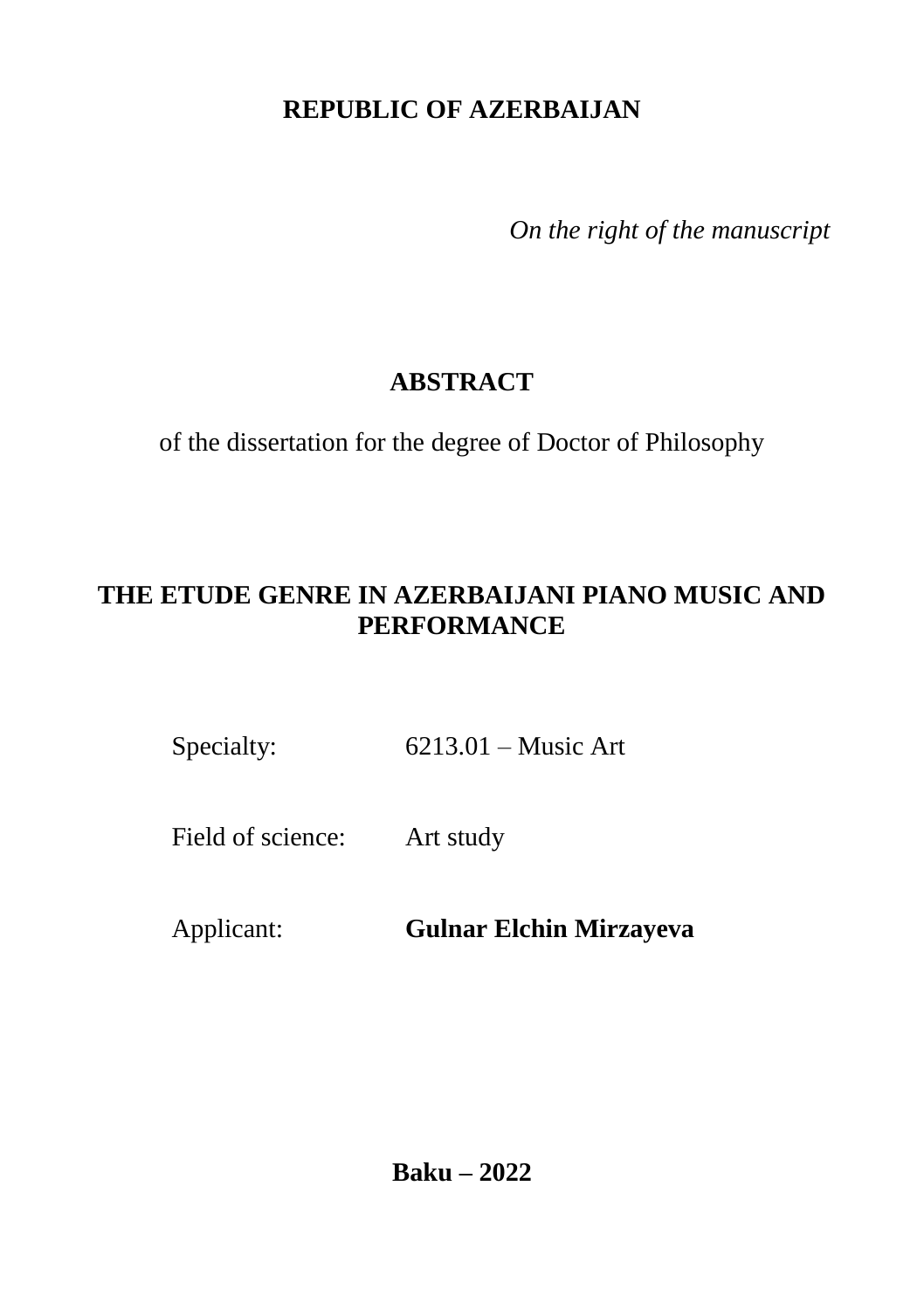**REPUBLIC OF AZERBAIJAN**

*On the right of the manuscript*

# ABSTRACT

of the dissertation for the degree of Doctor of Philosophy

# THE ETUDE GENRE IN AZERBAIJANI PIANO MUSIC AND PERFORMANCE

Specialty: 6213.01 – Music Art

Field of science: Art study

Applicant: **Gulnar Elchin Mirzayeva**

**Baku – 2022**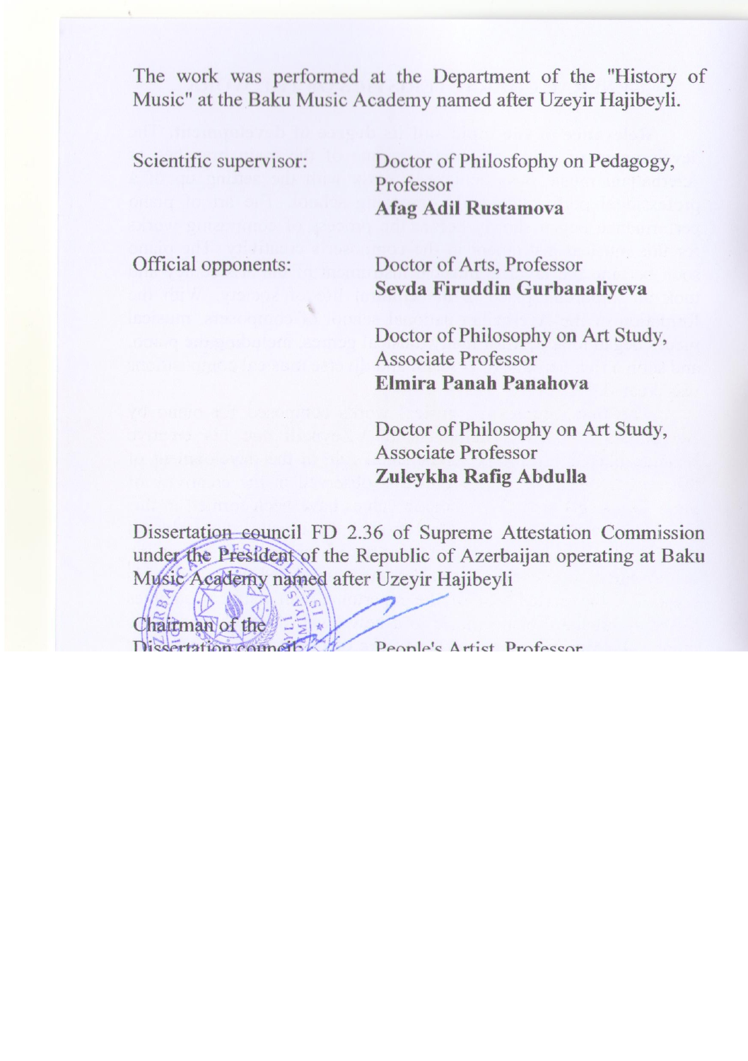The work was performed at the Department of the "History of Music" at the Baku Music Academy named after Uzeyir Hajibeyli.

Scientific supervisor: Doctor of Philosfophy on Pedagogy, Professor
**Afag Adil Rustamova**

Official opponents: Doctor of Arts, Professor
**Sevda Firuddin Gurbanaliyeva**

Doctor of Philosophy on Art Study, Associate Professor
**Elmira Panah Panahova**

Doctor of Philosophy on Art Study, Associate Professor
**Zuleykha Rafig Abdulla**

Dissertation council FD 2.36 of Supreme Attestation Commission under the President of the Republic of Azerbaijan operating at Baku Music Academy named after Uzeyir Hajibeyli

Chairman of the Dissertation council: People's Artist, Professor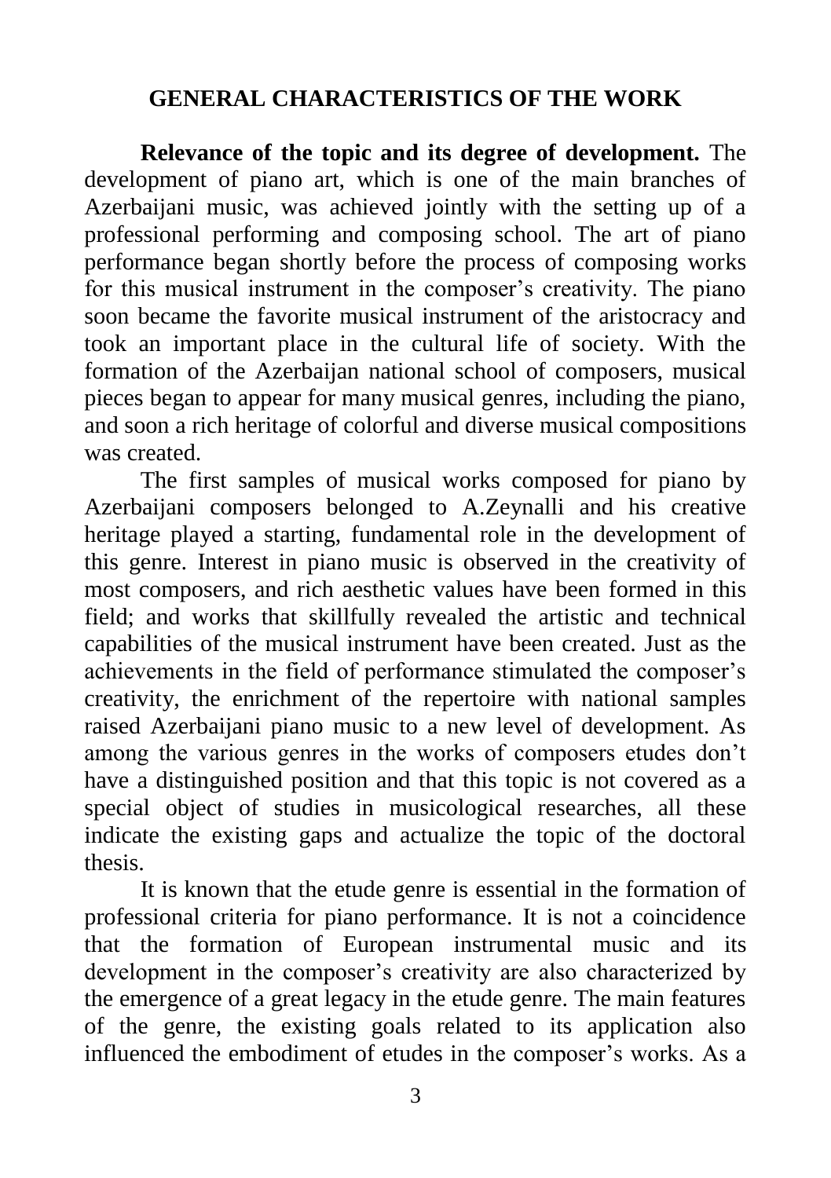## GENERAL CHARACTERISTICS OF THE WORK

**Relevance of the topic and its degree of development.** The development of piano art, which is one of the main branches of Azerbaijani music, was achieved jointly with the setting up of a professional performing and composing school. The art of piano performance began shortly before the process of composing works for this musical instrument in the composer's creativity. The piano soon became the favorite musical instrument of the aristocracy and took an important place in the cultural life of society. With the formation of the Azerbaijan national school of composers, musical pieces began to appear for many musical genres, including the piano, and soon a rich heritage of colorful and diverse musical compositions was created.

The first samples of musical works composed for piano by Azerbaijani composers belonged to A.Zeynalli and his creative heritage played a starting, fundamental role in the development of this genre. Interest in piano music is observed in the creativity of most composers, and rich aesthetic values have been formed in this field; and works that skillfully revealed the artistic and technical capabilities of the musical instrument have been created. Just as the achievements in the field of performance stimulated the composer's creativity, the enrichment of the repertoire with national samples raised Azerbaijani piano music to a new level of development. As among the various genres in the works of composers etudes don't have a distinguished position and that this topic is not covered as a special object of studies in musicological researches, all these indicate the existing gaps and actualize the topic of the doctoral thesis.

It is known that the etude genre is essential in the formation of professional criteria for piano performance. It is not a coincidence that the formation of European instrumental music and its development in the composer's creativity are also characterized by the emergence of a great legacy in the etude genre. The main features of the genre, the existing goals related to its application also influenced the embodiment of etudes in the composer's works. As a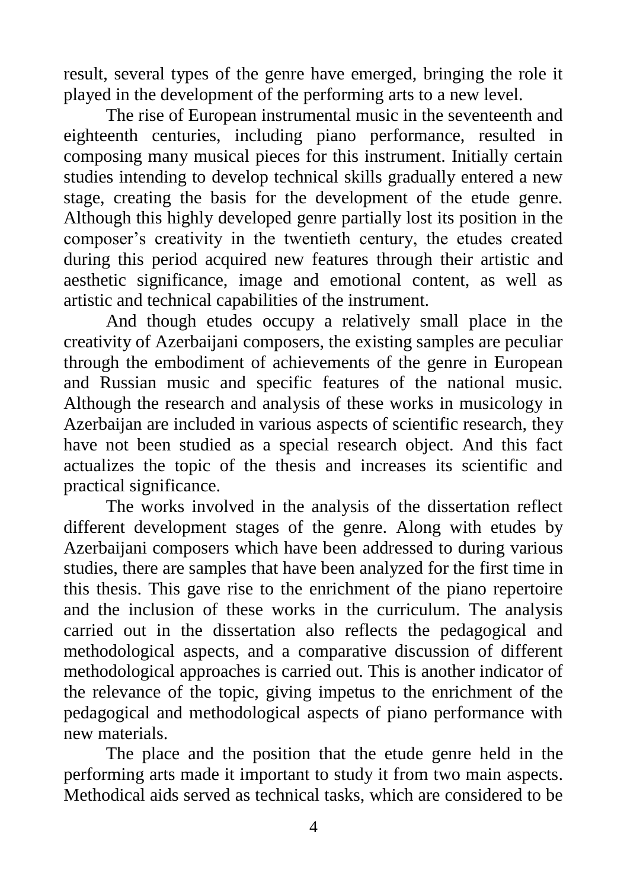result, several types of the genre have emerged, bringing the role it played in the development of the performing arts to a new level.

The rise of European instrumental music in the seventeenth and eighteenth centuries, including piano performance, resulted in composing many musical pieces for this instrument. Initially certain studies intending to develop technical skills gradually entered a new stage, creating the basis for the development of the etude genre. Although this highly developed genre partially lost its position in the composer's creativity in the twentieth century, the etudes created during this period acquired new features through their artistic and aesthetic significance, image and emotional content, as well as artistic and technical capabilities of the instrument.

And though etudes occupy a relatively small place in the creativity of Azerbaijani composers, the existing samples are peculiar through the embodiment of achievements of the genre in European and Russian music and specific features of the national music. Although the research and analysis of these works in musicology in Azerbaijan are included in various aspects of scientific research, they have not been studied as a special research object. And this fact actualizes the topic of the thesis and increases its scientific and practical significance.

The works involved in the analysis of the dissertation reflect different development stages of the genre. Along with etudes by Azerbaijani composers which have been addressed to during various studies, there are samples that have been analyzed for the first time in this thesis. This gave rise to the enrichment of the piano repertoire and the inclusion of these works in the curriculum. The analysis carried out in the dissertation also reflects the pedagogical and methodological aspects, and a comparative discussion of different methodological approaches is carried out. This is another indicator of the relevance of the topic, giving impetus to the enrichment of the pedagogical and methodological aspects of piano performance with new materials.

The place and the position that the etude genre held in the performing arts made it important to study it from two main aspects. Methodical aids served as technical tasks, which are considered to be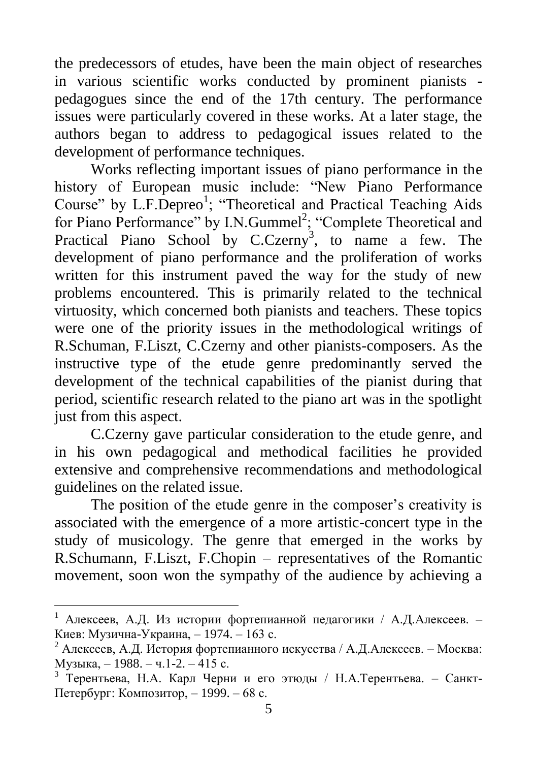the predecessors of etudes, have been the main object of researches in various scientific works conducted by prominent pianists - pedagogues since the end of the 17th century. The performance issues were particularly covered in these works. At a later stage, the authors began to address to pedagogical issues related to the development of performance techniques.

Works reflecting important issues of piano performance in the history of European music include: "New Piano Performance Course" by L.F.Depreo[1]; "Theoretical and Practical Teaching Aids for Piano Performance" by I.N.Gummel[2]; "Complete Theoretical and Practical Piano School by C.Czerny[3], to name a few. The development of piano performance and the proliferation of works written for this instrument paved the way for the study of new problems encountered. This is primarily related to the technical virtuosity, which concerned both pianists and teachers. These topics were one of the priority issues in the methodological writings of R.Schuman, F.Liszt, C.Czerny and other pianists-composers. As the instructive type of the etude genre predominantly served the development of the technical capabilities of the pianist during that period, scientific research related to the piano art was in the spotlight just from this aspect.

C.Czerny gave particular consideration to the etude genre, and in his own pedagogical and methodical facilities he provided extensive and comprehensive recommendations and methodological guidelines on the related issue.

The position of the etude genre in the composer's creativity is associated with the emergence of a more artistic-concert type in the study of musicology. The genre that emerged in the works by R.Schumann, F.Liszt, F.Chopin – representatives of the Romantic movement, soon won the sympathy of the audience by achieving a

---

[1] Алексеев, А.Д. Из истории фортепианной педагогики / А.Д.Алексеев. – Киев: Музична-Украина, – 1974. – 163 с.

[2] Алексеев, А.Д. История фортепианного искусства / А.Д.Алексеев. – Москва: Музыка, – 1988. – ч.1-2. – 415 с.

[3] Терентьева, Н.А. Карл Черни и его этюды / Н.А.Терентьева. – Санкт-Петербург: Композитор, – 1999. – 68 с.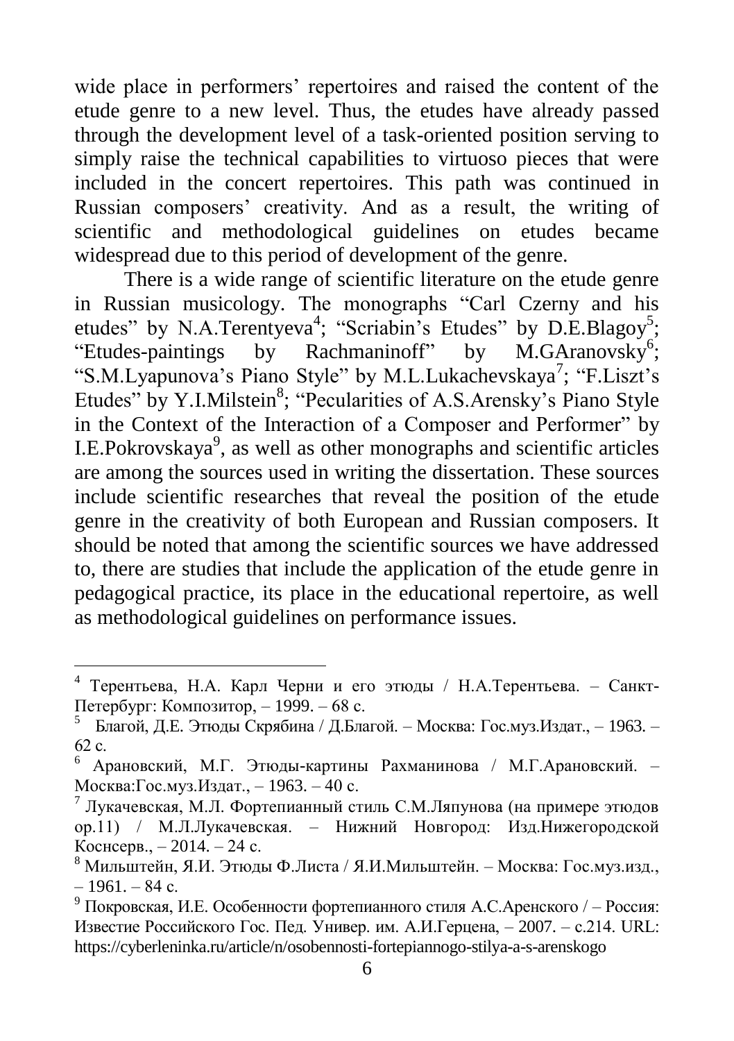wide place in performers' repertoires and raised the content of the etude genre to a new level. Thus, the etudes have already passed through the development level of a task-oriented position serving to simply raise the technical capabilities to virtuoso pieces that were included in the concert repertoires. This path was continued in Russian composers' creativity. And as a result, the writing of scientific and methodological guidelines on etudes became widespread due to this period of development of the genre.

There is a wide range of scientific literature on the etude genre in Russian musicology. The monographs "Carl Czerny and his etudes" by N.A.Terentyeva[4]; "Scriabin's Etudes" by D.E.Blagoy[5]; "Etudes-paintings by Rachmaninoff" by M.GAranovsky[6]; "S.M.Lyapunova's Piano Style" by M.L.Lukachevskaya[7]; "F.Liszt's Etudes" by Y.I.Milstein[8]; "Pecularities of A.S.Arensky's Piano Style in the Context of the Interaction of a Composer and Performer" by I.E.Pokrovskaya[9], as well as other monographs and scientific articles are among the sources used in writing the dissertation. These sources include scientific researches that reveal the position of the etude genre in the creativity of both European and Russian composers. It should be noted that among the scientific sources we have addressed to, there are studies that include the application of the etude genre in pedagogical practice, its place in the educational repertoire, as well as methodological guidelines on performance issues.

---

[4] Терентьева, Н.А. Карл Черни и его этюды / Н.А.Терентьева. – Санкт-Петербург: Композитор, – 1999. – 68 с.

[5] Благой, Д.Е. Этюды Скрябина / Д.Благой. – Москва: Гос.муз.Издат., – 1963. – 62 с.

[6] Арановский, М.Г. Этюды-картины Рахманинова / М.Г.Арановский. – Москва:Гос.муз.Издат., – 1963. – 40 с.

[7] Лукачевская, М.Л. Фортепианный стиль С.М.Ляпунова (на примере этюдов ор.11) / М.Л.Лукачевская. – Нижний Новгород: Изд.Нижегородской Коснсерв., – 2014. – 24 с.

[8] Мильштейн, Я.И. Этюды Ф.Листа / Я.И.Мильштейн. – Москва: Гос.муз.изд., – 1961. – 84 с.

[9] Покровская, И.Е. Особенности фортепианного стиля А.С.Аренского / – Россия: Известие Российского Гос. Пед. Универ. им. А.И.Герцена, – 2007. – с.214. URL: https://cyberleninka.ru/article/n/osobennosti-fortepiannogo-stilya-a-s-arenskogo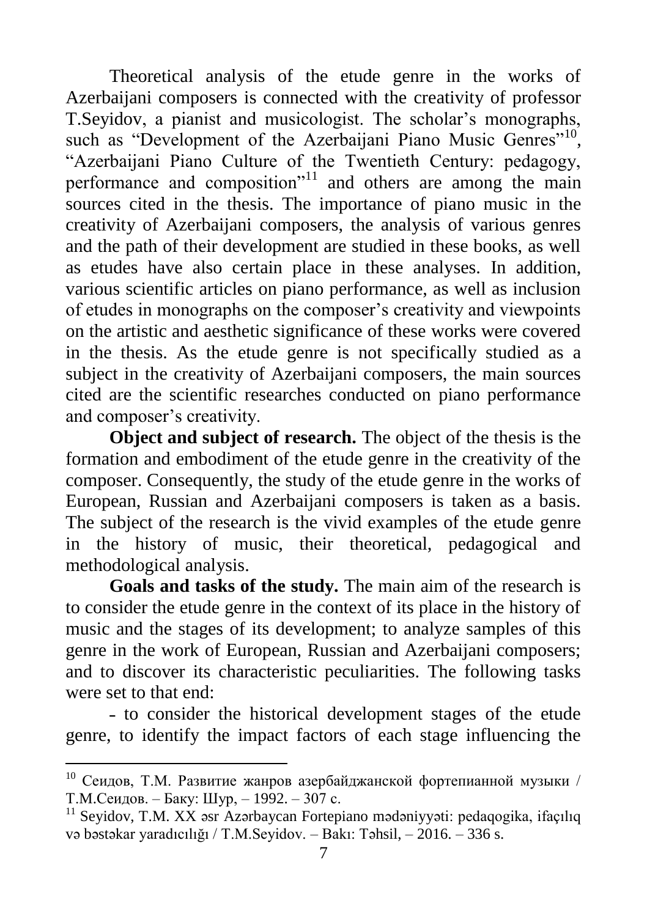Theoretical analysis of the etude genre in the works of Azerbaijani composers is connected with the creativity of professor T.Seyidov, a pianist and musicologist. The scholar's monographs, such as "Development of the Azerbaijani Piano Music Genres"[10], "Azerbaijani Piano Culture of the Twentieth Century: pedagogy, performance and composition"[11] and others are among the main sources cited in the thesis. The importance of piano music in the creativity of Azerbaijani composers, the analysis of various genres and the path of their development are studied in these books, as well as etudes have also certain place in these analyses. In addition, various scientific articles on piano performance, as well as inclusion of etudes in monographs on the composer's creativity and viewpoints on the artistic and aesthetic significance of these works were covered in the thesis. As the etude genre is not specifically studied as a subject in the creativity of Azerbaijani composers, the main sources cited are the scientific researches conducted on piano performance and composer's creativity.

**Object and subject of research.** The object of the thesis is the formation and embodiment of the etude genre in the creativity of the composer. Consequently, the study of the etude genre in the works of European, Russian and Azerbaijani composers is taken as a basis. The subject of the research is the vivid examples of the etude genre in the history of music, their theoretical, pedagogical and methodological analysis.

**Goals and tasks of the study.** The main aim of the research is to consider the etude genre in the context of its place in the history of music and the stages of its development; to analyze samples of this genre in the work of European, Russian and Azerbaijani composers; and to discover its characteristic peculiarities. The following tasks were set to that end:

- to consider the historical development stages of the etude genre, to identify the impact factors of each stage influencing the

---

[10] Сеидов, Т.М. Развитие жанров азербайджанской фортепианной музыки / Т.М.Сеидов. – Баку: Шур, – 1992. – 307 с.

[11] Seyidov, T.M. XX əsr Azərbaycan Fortepiano mədəniyyəti: pedaqogika, ifaçılıq və bəstəkar yaradıcılığı / T.M.Seyidov. – Bakı: Təhsil, – 2016. – 336 s.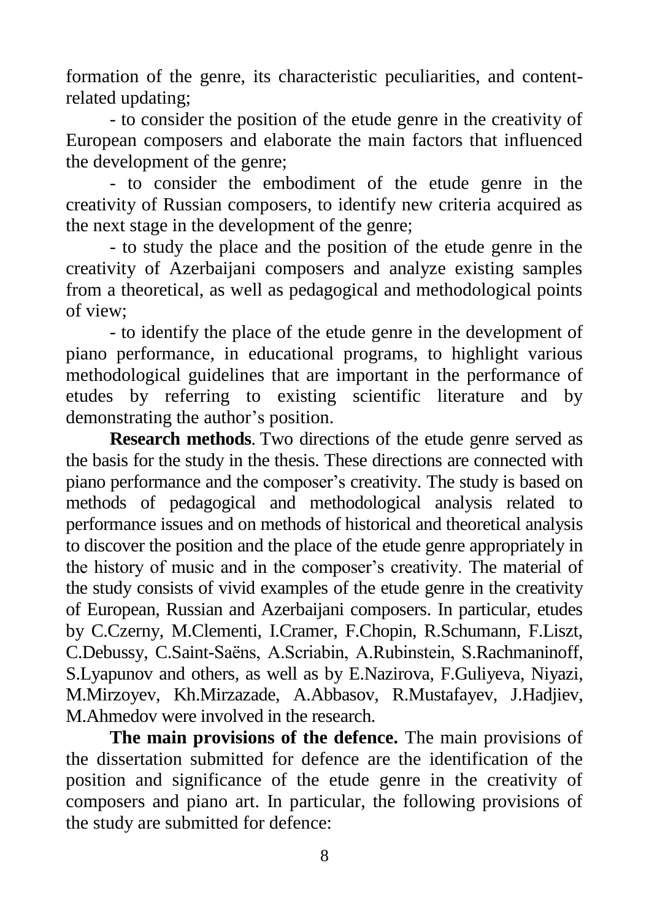formation of the genre, its characteristic peculiarities, and content-related updating;

- to consider the position of the etude genre in the creativity of European composers and elaborate the main factors that influenced the development of the genre;
- to consider the embodiment of the etude genre in the creativity of Russian composers, to identify new criteria acquired as the next stage in the development of the genre;
- to study the place and the position of the etude genre in the creativity of Azerbaijani composers and analyze existing samples from a theoretical, as well as pedagogical and methodological points of view;
- to identify the place of the etude genre in the development of piano performance, in educational programs, to highlight various methodological guidelines that are important in the performance of etudes by referring to existing scientific literature and by demonstrating the author's position.

**Research methods**. Two directions of the etude genre served as the basis for the study in the thesis. These directions are connected with piano performance and the composer's creativity. The study is based on methods of pedagogical and methodological analysis related to performance issues and on methods of historical and theoretical analysis to discover the position and the place of the etude genre appropriately in the history of music and in the composer's creativity. The material of the study consists of vivid examples of the etude genre in the creativity of European, Russian and Azerbaijani composers. In particular, etudes by C.Czerny, M.Clementi, I.Cramer, F.Chopin, R.Schumann, F.Liszt, C.Debussy, C.Saint-Saëns, A.Scriabin, A.Rubinstein, S.Rachmaninoff, S.Lyapunov and others, as well as by E.Nazirova, F.Guliyeva, Niyazi, M.Mirzoyev, Kh.Mirzazade, A.Abbasov, R.Mustafayev, J.Hadjiev, M.Ahmedov were involved in the research.

**The main provisions of the defence.** The main provisions of the dissertation submitted for defence are the identification of the position and significance of the etude genre in the creativity of composers and piano art. In particular, the following provisions of the study are submitted for defence: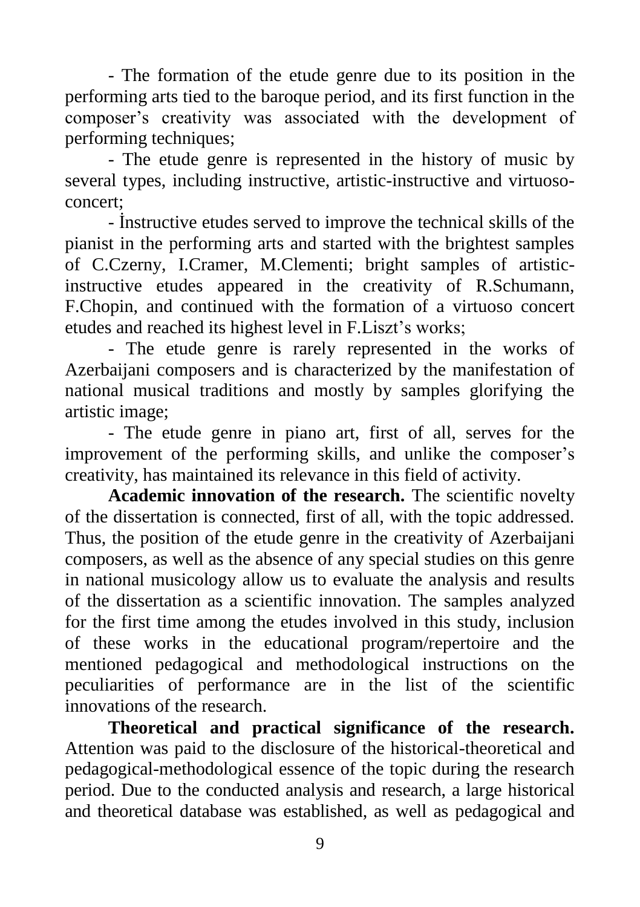- The formation of the etude genre due to its position in the performing arts tied to the baroque period, and its first function in the composer's creativity was associated with the development of performing techniques;

- The etude genre is represented in the history of music by several types, including instructive, artistic-instructive and virtuoso-concert;

- İnstructive etudes served to improve the technical skills of the pianist in the performing arts and started with the brightest samples of C.Czerny, I.Cramer, M.Clementi; bright samples of artistic-instructive etudes appeared in the creativity of R.Schumann, F.Chopin, and continued with the formation of a virtuoso concert etudes and reached its highest level in F.Liszt's works;

- The etude genre is rarely represented in the works of Azerbaijani composers and is characterized by the manifestation of national musical traditions and mostly by samples glorifying the artistic image;

- The etude genre in piano art, first of all, serves for the improvement of the performing skills, and unlike the composer's creativity, has maintained its relevance in this field of activity.

**Academic innovation of the research.** The scientific novelty of the dissertation is connected, first of all, with the topic addressed. Thus, the position of the etude genre in the creativity of Azerbaijani composers, as well as the absence of any special studies on this genre in national musicology allow us to evaluate the analysis and results of the dissertation as a scientific innovation. The samples analyzed for the first time among the etudes involved in this study, inclusion of these works in the educational program/repertoire and the mentioned pedagogical and methodological instructions on the peculiarities of performance are in the list of the scientific innovations of the research.

**Theoretical and practical significance of the research.** Attention was paid to the disclosure of the historical-theoretical and pedagogical-methodological essence of the topic during the research period. Due to the conducted analysis and research, a large historical and theoretical database was established, as well as pedagogical and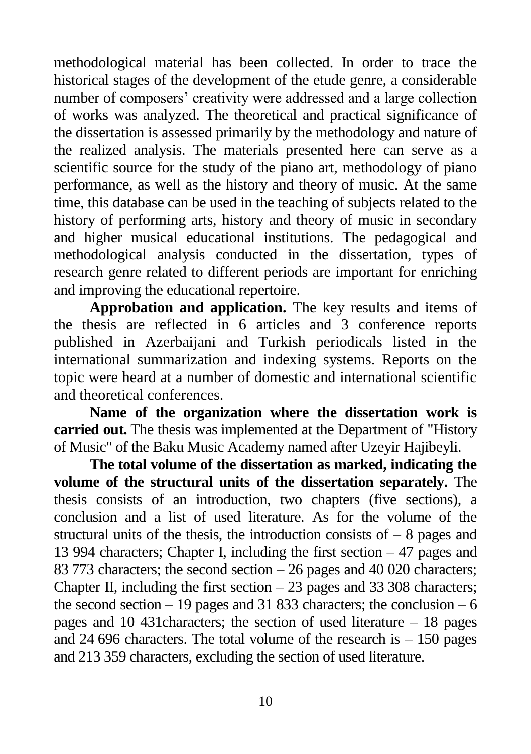methodological material has been collected. In order to trace the historical stages of the development of the etude genre, a considerable number of composers' creativity were addressed and a large collection of works was analyzed. The theoretical and practical significance of the dissertation is assessed primarily by the methodology and nature of the realized analysis. The materials presented here can serve as a scientific source for the study of the piano art, methodology of piano performance, as well as the history and theory of music. At the same time, this database can be used in the teaching of subjects related to the history of performing arts, history and theory of music in secondary and higher musical educational institutions. The pedagogical and methodological analysis conducted in the dissertation, types of research genre related to different periods are important for enriching and improving the educational repertoire.

**Approbation and application.** The key results and items of the thesis are reflected in 6 articles and 3 conference reports published in Azerbaijani and Turkish periodicals listed in the international summarization and indexing systems. Reports on the topic were heard at a number of domestic and international scientific and theoretical conferences.

**Name of the organization where the dissertation work is carried out.** The thesis was implemented at the Department of "History of Music" of the Baku Music Academy named after Uzeyir Hajibeyli.

**The total volume of the dissertation as marked, indicating the volume of the structural units of the dissertation separately.** The thesis consists of an introduction, two chapters (five sections), a conclusion and a list of used literature. As for the volume of the structural units of the thesis, the introduction consists of – 8 pages and 13 994 characters; Chapter I, including the first section – 47 pages and 83 773 characters; the second section – 26 pages and 40 020 characters; Chapter II, including the first section – 23 pages and 33 308 characters; the second section – 19 pages and 31 833 characters; the conclusion – 6 pages and 10 431characters; the section of used literature – 18 pages and 24 696 characters. The total volume of the research is – 150 pages and 213 359 characters, excluding the section of used literature.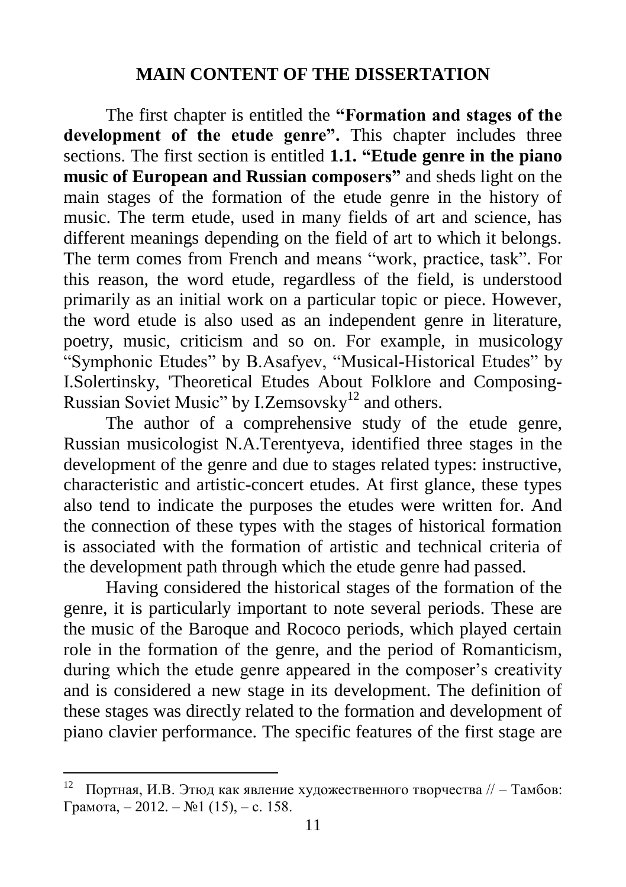## MAIN CONTENT OF THE DISSERTATION

The first chapter is entitled the **"Formation and stages of the development of the etude genre".** This chapter includes three sections. The first section is entitled **1.1. "Etude genre in the piano music of European and Russian composers"** and sheds light on the main stages of the formation of the etude genre in the history of music. The term etude, used in many fields of art and science, has different meanings depending on the field of art to which it belongs. The term comes from French and means "work, practice, task". For this reason, the word etude, regardless of the field, is understood primarily as an initial work on a particular topic or piece. However, the word etude is also used as an independent genre in literature, poetry, music, criticism and so on. For example, in musicology "Symphonic Etudes" by B.Asafyev, "Musical-Historical Etudes" by I.Solertinsky, 'Theoretical Etudes About Folklore and Composing-Russian Soviet Music" by I.Zemsovsky[12] and others.

The author of a comprehensive study of the etude genre, Russian musicologist N.A.Terentyeva, identified three stages in the development of the genre and due to stages related types: instructive, characteristic and artistic-concert etudes. At first glance, these types also tend to indicate the purposes the etudes were written for. And the connection of these types with the stages of historical formation is associated with the formation of artistic and technical criteria of the development path through which the etude genre had passed.

Having considered the historical stages of the formation of the genre, it is particularly important to note several periods. These are the music of the Baroque and Rococo periods, which played certain role in the formation of the genre, and the period of Romanticism, during which the etude genre appeared in the composer's creativity and is considered a new stage in its development. The definition of these stages was directly related to the formation and development of piano clavier performance. The specific features of the first stage are

---

[12] Портная, И.В. Этюд как явление художественного творчества // – Тамбов: Грамота, – 2012. – №1 (15), – с. 158.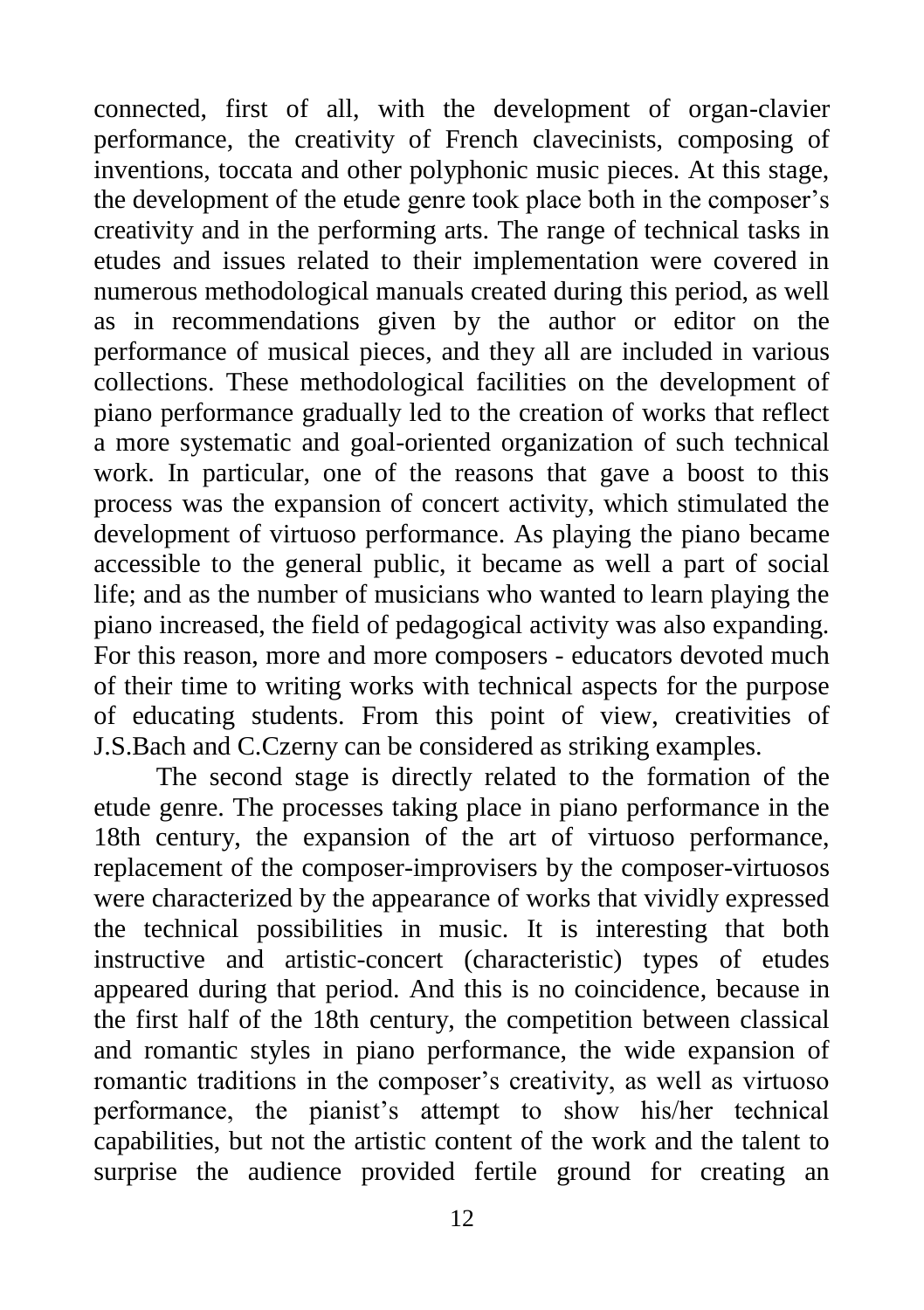connected, first of all, with the development of organ-clavier performance, the creativity of French clavecinists, composing of inventions, toccata and other polyphonic music pieces. At this stage, the development of the etude genre took place both in the composer's creativity and in the performing arts. The range of technical tasks in etudes and issues related to their implementation were covered in numerous methodological manuals created during this period, as well as in recommendations given by the author or editor on the performance of musical pieces, and they all are included in various collections. These methodological facilities on the development of piano performance gradually led to the creation of works that reflect a more systematic and goal-oriented organization of such technical work. In particular, one of the reasons that gave a boost to this process was the expansion of concert activity, which stimulated the development of virtuoso performance. As playing the piano became accessible to the general public, it became as well a part of social life; and as the number of musicians who wanted to learn playing the piano increased, the field of pedagogical activity was also expanding. For this reason, more and more composers - educators devoted much of their time to writing works with technical aspects for the purpose of educating students. From this point of view, creativities of J.S.Bach and C.Czerny can be considered as striking examples.

The second stage is directly related to the formation of the etude genre. The processes taking place in piano performance in the 18th century, the expansion of the art of virtuoso performance, replacement of the composer-improvisers by the composer-virtuosos were characterized by the appearance of works that vividly expressed the technical possibilities in music. It is interesting that both instructive and artistic-concert (characteristic) types of etudes appeared during that period. And this is no coincidence, because in the first half of the 18th century, the competition between classical and romantic styles in piano performance, the wide expansion of romantic traditions in the composer's creativity, as well as virtuoso performance, the pianist's attempt to show his/her technical capabilities, but not the artistic content of the work and the talent to surprise the audience provided fertile ground for creating an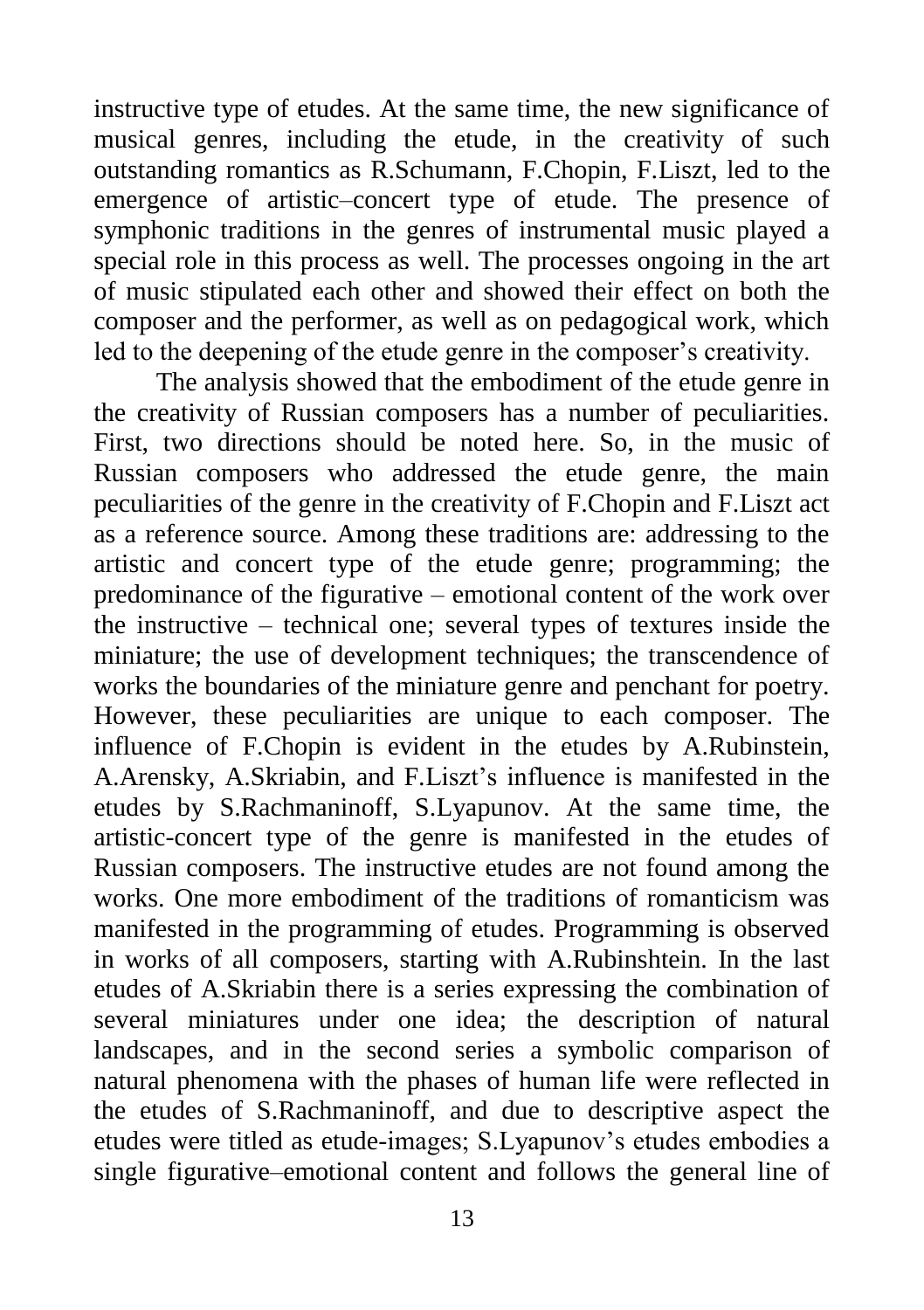instructive type of etudes. At the same time, the new significance of musical genres, including the etude, in the creativity of such outstanding romantics as R.Schumann, F.Chopin, F.Liszt, led to the emergence of artistic–concert type of etude. The presence of symphonic traditions in the genres of instrumental music played a special role in this process as well. The processes ongoing in the art of music stipulated each other and showed their effect on both the composer and the performer, as well as on pedagogical work, which led to the deepening of the etude genre in the composer's creativity.

The analysis showed that the embodiment of the etude genre in the creativity of Russian composers has a number of peculiarities. First, two directions should be noted here. So, in the music of Russian composers who addressed the etude genre, the main peculiarities of the genre in the creativity of F.Chopin and F.Liszt act as a reference source. Among these traditions are: addressing to the artistic and concert type of the etude genre; programming; the predominance of the figurative – emotional content of the work over the instructive – technical one; several types of textures inside the miniature; the use of development techniques; the transcendence of works the boundaries of the miniature genre and penchant for poetry. However, these peculiarities are unique to each composer. The influence of F.Chopin is evident in the etudes by A.Rubinstein, A.Arensky, A.Skriabin, and F.Liszt's influence is manifested in the etudes by S.Rachmaninoff, S.Lyapunov. At the same time, the artistic-concert type of the genre is manifested in the etudes of Russian composers. The instructive etudes are not found among the works. One more embodiment of the traditions of romanticism was manifested in the programming of etudes. Programming is observed in works of all composers, starting with A.Rubinshtein. In the last etudes of A.Skriabin there is a series expressing the combination of several miniatures under one idea; the description of natural landscapes, and in the second series a symbolic comparison of natural phenomena with the phases of human life were reflected in the etudes of S.Rachmaninoff, and due to descriptive aspect the etudes were titled as etude-images; S.Lyapunov's etudes embodies a single figurative–emotional content and follows the general line of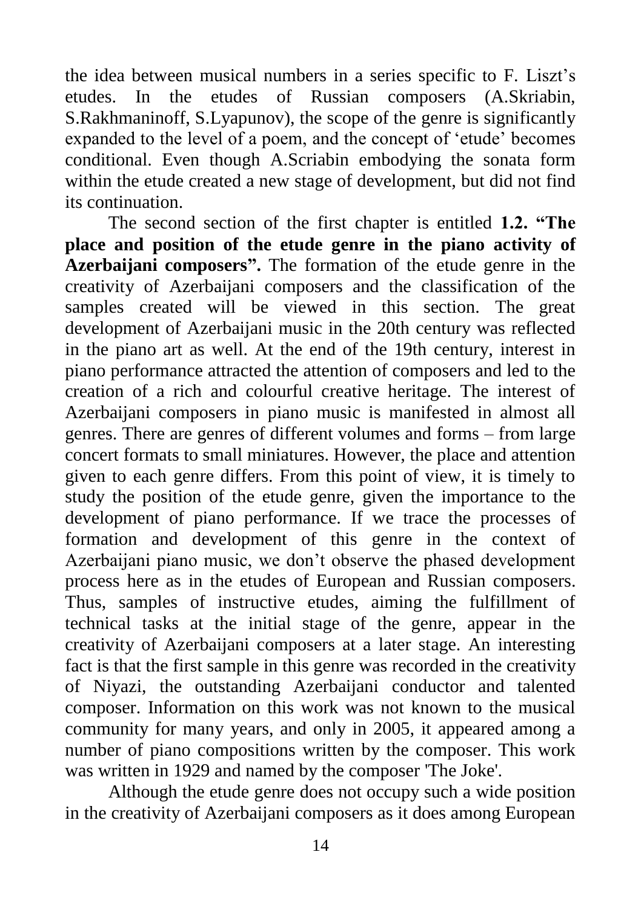the idea between musical numbers in a series specific to F. Liszt's etudes. In the etudes of Russian composers (A.Skriabin, S.Rakhmaninoff, S.Lyapunov), the scope of the genre is significantly expanded to the level of a poem, and the concept of 'etude' becomes conditional. Even though A.Scriabin embodying the sonata form within the etude created a new stage of development, but did not find its continuation.

The second section of the first chapter is entitled **1.2. "The place and position of the etude genre in the piano activity of Azerbaijani composers".** The formation of the etude genre in the creativity of Azerbaijani composers and the classification of the samples created will be viewed in this section. The great development of Azerbaijani music in the 20th century was reflected in the piano art as well. At the end of the 19th century, interest in piano performance attracted the attention of composers and led to the creation of a rich and colourful creative heritage. The interest of Azerbaijani composers in piano music is manifested in almost all genres. There are genres of different volumes and forms – from large concert formats to small miniatures. However, the place and attention given to each genre differs. From this point of view, it is timely to study the position of the etude genre, given the importance to the development of piano performance. If we trace the processes of formation and development of this genre in the context of Azerbaijani piano music, we don't observe the phased development process here as in the etudes of European and Russian composers. Thus, samples of instructive etudes, aiming the fulfillment of technical tasks at the initial stage of the genre, appear in the creativity of Azerbaijani composers at a later stage. An interesting fact is that the first sample in this genre was recorded in the creativity of Niyazi, the outstanding Azerbaijani conductor and talented composer. Information on this work was not known to the musical community for many years, and only in 2005, it appeared among a number of piano compositions written by the composer. This work was written in 1929 and named by the composer 'The Joke'.

Although the etude genre does not occupy such a wide position in the creativity of Azerbaijani composers as it does among European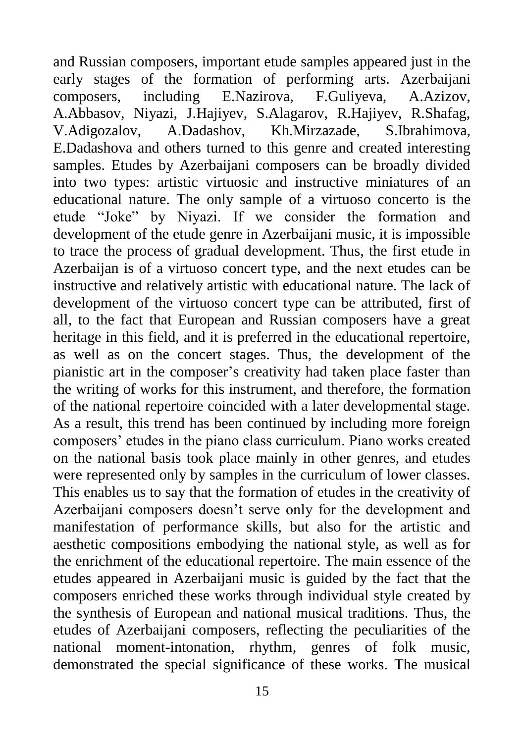and Russian composers, important etude samples appeared just in the early stages of the formation of performing arts. Azerbaijani composers, including E.Nazirova, F.Guliyeva, A.Azizov, A.Abbasov, Niyazi, J.Hajiyev, S.Alagarov, R.Hajiyev, R.Shafag, V.Adigozalov, A.Dadashov, Kh.Mirzazade, S.Ibrahimova, E.Dadashova and others turned to this genre and created interesting samples. Etudes by Azerbaijani composers can be broadly divided into two types: artistic virtuosic and instructive miniatures of an educational nature. The only sample of a virtuoso concerto is the etude "Joke" by Niyazi. If we consider the formation and development of the etude genre in Azerbaijani music, it is impossible to trace the process of gradual development. Thus, the first etude in Azerbaijan is of a virtuoso concert type, and the next etudes can be instructive and relatively artistic with educational nature. The lack of development of the virtuoso concert type can be attributed, first of all, to the fact that European and Russian composers have a great heritage in this field, and it is preferred in the educational repertoire, as well as on the concert stages. Thus, the development of the pianistic art in the composer's creativity had taken place faster than the writing of works for this instrument, and therefore, the formation of the national repertoire coincided with a later developmental stage. As a result, this trend has been continued by including more foreign composers' etudes in the piano class curriculum. Piano works created on the national basis took place mainly in other genres, and etudes were represented only by samples in the curriculum of lower classes. This enables us to say that the formation of etudes in the creativity of Azerbaijani composers doesn't serve only for the development and manifestation of performance skills, but also for the artistic and aesthetic compositions embodying the national style, as well as for the enrichment of the educational repertoire. The main essence of the etudes appeared in Azerbaijani music is guided by the fact that the composers enriched these works through individual style created by the synthesis of European and national musical traditions. Thus, the etudes of Azerbaijani composers, reflecting the peculiarities of the national moment-intonation, rhythm, genres of folk music, demonstrated the special significance of these works. The musical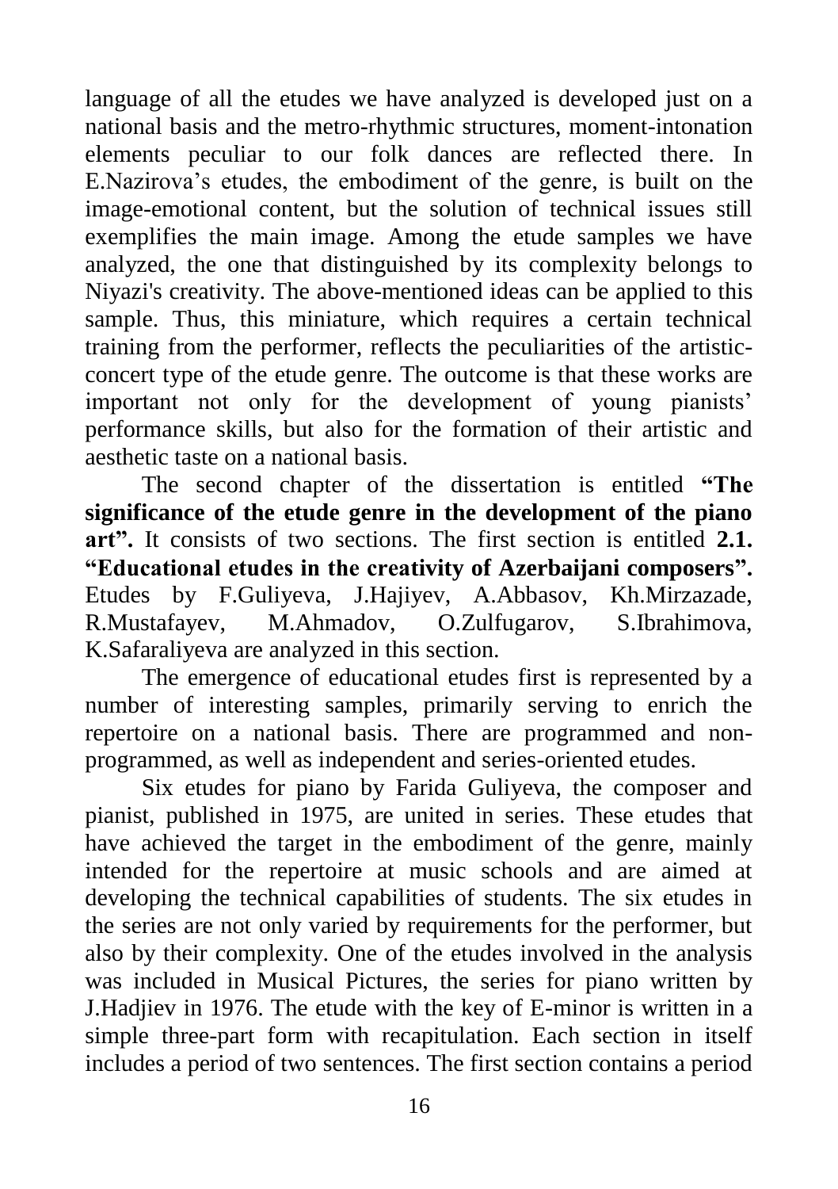language of all the etudes we have analyzed is developed just on a national basis and the metro-rhythmic structures, moment-intonation elements peculiar to our folk dances are reflected there. In E.Nazirova's etudes, the embodiment of the genre, is built on the image-emotional content, but the solution of technical issues still exemplifies the main image. Among the etude samples we have analyzed, the one that distinguished by its complexity belongs to Niyazi's creativity. The above-mentioned ideas can be applied to this sample. Thus, this miniature, which requires a certain technical training from the performer, reflects the peculiarities of the artistic-concert type of the etude genre. The outcome is that these works are important not only for the development of young pianists' performance skills, but also for the formation of their artistic and aesthetic taste on a national basis.

The second chapter of the dissertation is entitled **"The significance of the etude genre in the development of the piano art".** It consists of two sections. The first section is entitled **2.1. "Educational etudes in the creativity of Azerbaijani composers".** Etudes by F.Guliyeva, J.Hajiyev, A.Abbasov, Kh.Mirzazade, R.Mustafayev, M.Ahmadov, O.Zulfugarov, S.Ibrahimova, K.Safaraliyeva are analyzed in this section.

The emergence of educational etudes first is represented by a number of interesting samples, primarily serving to enrich the repertoire on a national basis. There are programmed and non-programmed, as well as independent and series-oriented etudes.

Six etudes for piano by Farida Guliyeva, the composer and pianist, published in 1975, are united in series. These etudes that have achieved the target in the embodiment of the genre, mainly intended for the repertoire at music schools and are aimed at developing the technical capabilities of students. The six etudes in the series are not only varied by requirements for the performer, but also by their complexity. One of the etudes involved in the analysis was included in Musical Pictures, the series for piano written by J.Hadjiev in 1976. The etude with the key of E-minor is written in a simple three-part form with recapitulation. Each section in itself includes a period of two sentences. The first section contains a period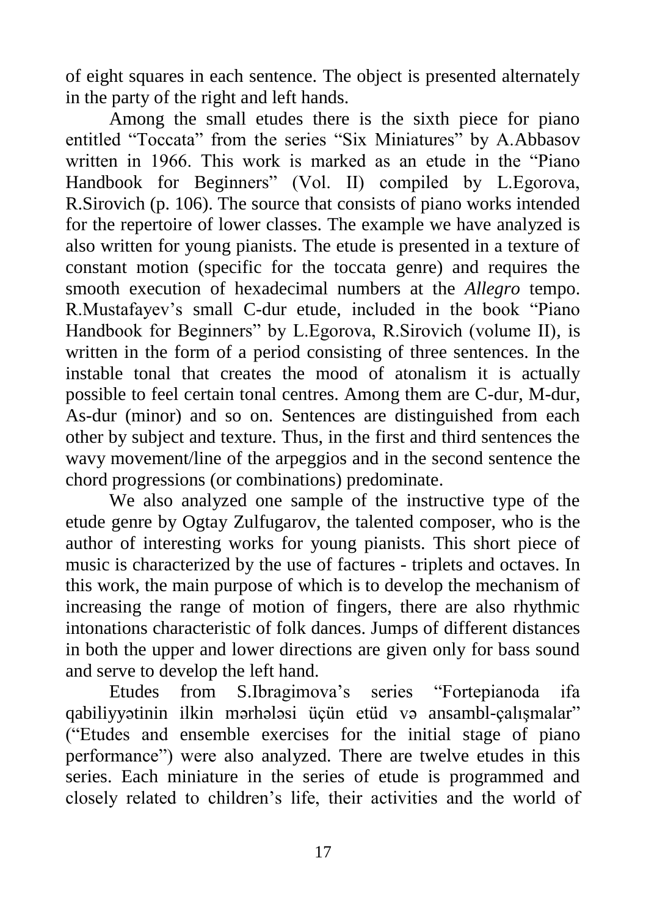of eight squares in each sentence. The object is presented alternately in the party of the right and left hands.

Among the small etudes there is the sixth piece for piano entitled "Toccata" from the series "Six Miniatures" by A.Abbasov written in 1966. This work is marked as an etude in the "Piano Handbook for Beginners" (Vol. II) compiled by L.Egorova, R.Sirovich (p. 106). The source that consists of piano works intended for the repertoire of lower classes. The example we have analyzed is also written for young pianists. The etude is presented in a texture of constant motion (specific for the toccata genre) and requires the smooth execution of hexadecimal numbers at the *Allegro* tempo. R.Mustafayev's small C-dur etude, included in the book "Piano Handbook for Beginners" by L.Egorova, R.Sirovich (volume II), is written in the form of a period consisting of three sentences. In the instable tonal that creates the mood of atonalism it is actually possible to feel certain tonal centres. Among them are C-dur, M-dur, As-dur (minor) and so on. Sentences are distinguished from each other by subject and texture. Thus, in the first and third sentences the wavy movement/line of the arpeggios and in the second sentence the chord progressions (or combinations) predominate.

We also analyzed one sample of the instructive type of the etude genre by Ogtay Zulfugarov, the talented composer, who is the author of interesting works for young pianists. This short piece of music is characterized by the use of factures - triplets and octaves. In this work, the main purpose of which is to develop the mechanism of increasing the range of motion of fingers, there are also rhythmic intonations characteristic of folk dances. Jumps of different distances in both the upper and lower directions are given only for bass sound and serve to develop the left hand.

Etudes from S.Ibragimova's series "Fortepianoda ifa qabiliyyətinin ilkin mərhələsi üçün etüd və ansambl-çalışmalar" ("Etudes and ensemble exercises for the initial stage of piano performance") were also analyzed. There are twelve etudes in this series. Each miniature in the series of etude is programmed and closely related to children's life, their activities and the world of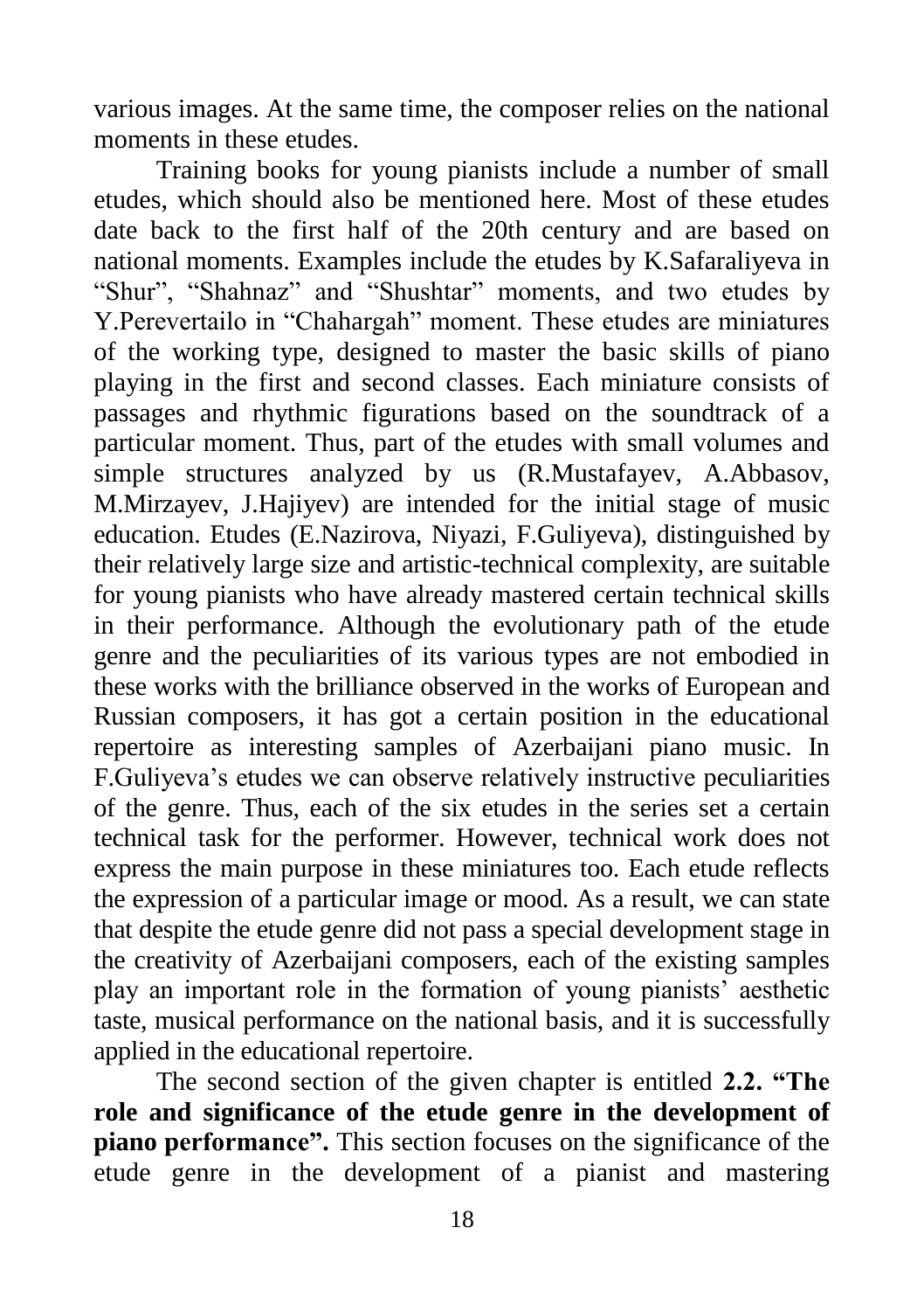various images. At the same time, the composer relies on the national moments in these etudes.

Training books for young pianists include a number of small etudes, which should also be mentioned here. Most of these etudes date back to the first half of the 20th century and are based on national moments. Examples include the etudes by K.Safaraliyeva in "Shur", "Shahnaz" and "Shushtar" moments, and two etudes by Y.Perevertailo in "Chahargah" moment. These etudes are miniatures of the working type, designed to master the basic skills of piano playing in the first and second classes. Each miniature consists of passages and rhythmic figurations based on the soundtrack of a particular moment. Thus, part of the etudes with small volumes and simple structures analyzed by us (R.Mustafayev, A.Abbasov, M.Mirzayev, J.Hajiyev) are intended for the initial stage of music education. Etudes (E.Nazirova, Niyazi, F.Guliyeva), distinguished by their relatively large size and artistic-technical complexity, are suitable for young pianists who have already mastered certain technical skills in their performance. Although the evolutionary path of the etude genre and the peculiarities of its various types are not embodied in these works with the brilliance observed in the works of European and Russian composers, it has got a certain position in the educational repertoire as interesting samples of Azerbaijani piano music. In F.Guliyeva's etudes we can observe relatively instructive peculiarities of the genre. Thus, each of the six etudes in the series set a certain technical task for the performer. However, technical work does not express the main purpose in these miniatures too. Each etude reflects the expression of a particular image or mood. As a result, we can state that despite the etude genre did not pass a special development stage in the creativity of Azerbaijani composers, each of the existing samples play an important role in the formation of young pianists' aesthetic taste, musical performance on the national basis, and it is successfully applied in the educational repertoire.

The second section of the given chapter is entitled **2.2. "The role and significance of the etude genre in the development of piano performance".** This section focuses on the significance of the etude genre in the development of a pianist and mastering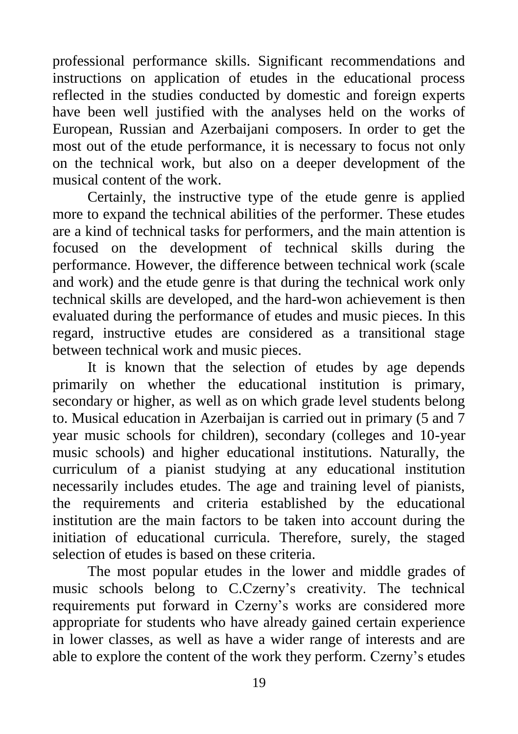professional performance skills. Significant recommendations and instructions on application of etudes in the educational process reflected in the studies conducted by domestic and foreign experts have been well justified with the analyses held on the works of European, Russian and Azerbaijani composers. In order to get the most out of the etude performance, it is necessary to focus not only on the technical work, but also on a deeper development of the musical content of the work.

Certainly, the instructive type of the etude genre is applied more to expand the technical abilities of the performer. These etudes are a kind of technical tasks for performers, and the main attention is focused on the development of technical skills during the performance. However, the difference between technical work (scale and work) and the etude genre is that during the technical work only technical skills are developed, and the hard-won achievement is then evaluated during the performance of etudes and music pieces. In this regard, instructive etudes are considered as a transitional stage between technical work and music pieces.

It is known that the selection of etudes by age depends primarily on whether the educational institution is primary, secondary or higher, as well as on which grade level students belong to. Musical education in Azerbaijan is carried out in primary (5 and 7 year music schools for children), secondary (colleges and 10-year music schools) and higher educational institutions. Naturally, the curriculum of a pianist studying at any educational institution necessarily includes etudes. The age and training level of pianists, the requirements and criteria established by the educational institution are the main factors to be taken into account during the initiation of educational curricula. Therefore, surely, the staged selection of etudes is based on these criteria.

The most popular etudes in the lower and middle grades of music schools belong to C.Czerny's creativity. The technical requirements put forward in Czerny's works are considered more appropriate for students who have already gained certain experience in lower classes, as well as have a wider range of interests and are able to explore the content of the work they perform. Czerny's etudes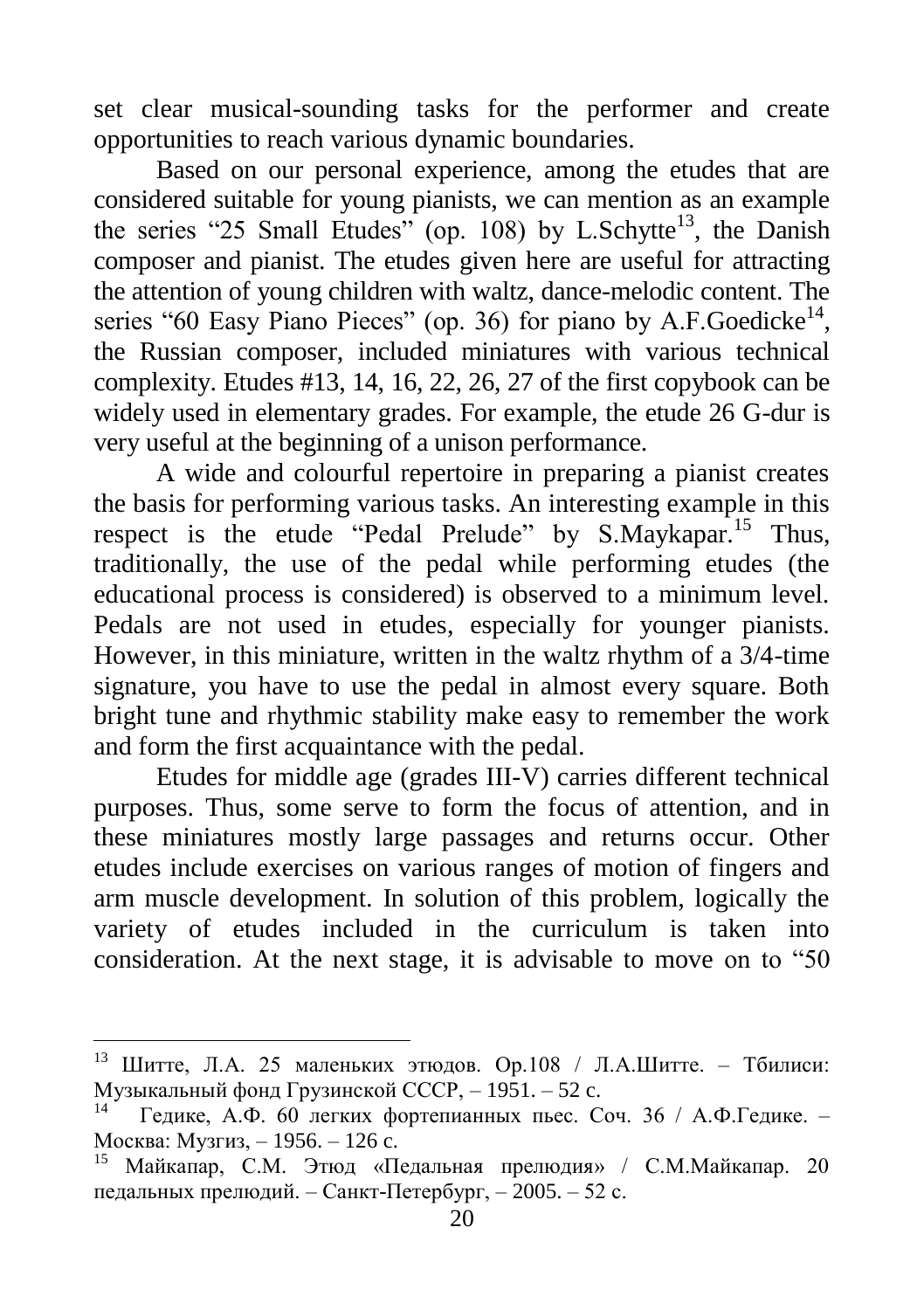set clear musical-sounding tasks for the performer and create opportunities to reach various dynamic boundaries.

Based on our personal experience, among the etudes that are considered suitable for young pianists, we can mention as an example the series "25 Small Etudes" (op. 108) by L.Schytte[13], the Danish composer and pianist. The etudes given here are useful for attracting the attention of young children with waltz, dance-melodic content. The series "60 Easy Piano Pieces" (op. 36) for piano by A.F.Goedicke[14], the Russian composer, included miniatures with various technical complexity. Etudes #13, 14, 16, 22, 26, 27 of the first copybook can be widely used in elementary grades. For example, the etude 26 G-dur is very useful at the beginning of a unison performance.

A wide and colourful repertoire in preparing a pianist creates the basis for performing various tasks. An interesting example in this respect is the etude "Pedal Prelude" by S.Maykapar.[15] Thus, traditionally, the use of the pedal while performing etudes (the educational process is considered) is observed to a minimum level. Pedals are not used in etudes, especially for younger pianists. However, in this miniature, written in the waltz rhythm of a 3/4-time signature, you have to use the pedal in almost every square. Both bright tune and rhythmic stability make easy to remember the work and form the first acquaintance with the pedal.

Etudes for middle age (grades III-V) carries different technical purposes. Thus, some serve to form the focus of attention, and in these miniatures mostly large passages and returns occur. Other etudes include exercises on various ranges of motion of fingers and arm muscle development. In solution of this problem, logically the variety of etudes included in the curriculum is taken into consideration. At the next stage, it is advisable to move on to "50

---

[13] Шитте, Л.А. 25 маленьких этюдов. Op.108 / Л.А.Шитте. – Тбилиси: Музыкальный фонд Грузинской СССР, – 1951. – 52 с.

[14] Гедике, А.Ф. 60 легких фортепианных пьес. Соч. 36 / А.Ф.Гедике. – Москва: Музгиз, – 1956. – 126 с.

[15] Майкапар, С.М. Этюд «Педальная прелюдия» / С.М.Майкапар. 20 педальных прелюдий. – Санкт-Петербург, – 2005. – 52 с.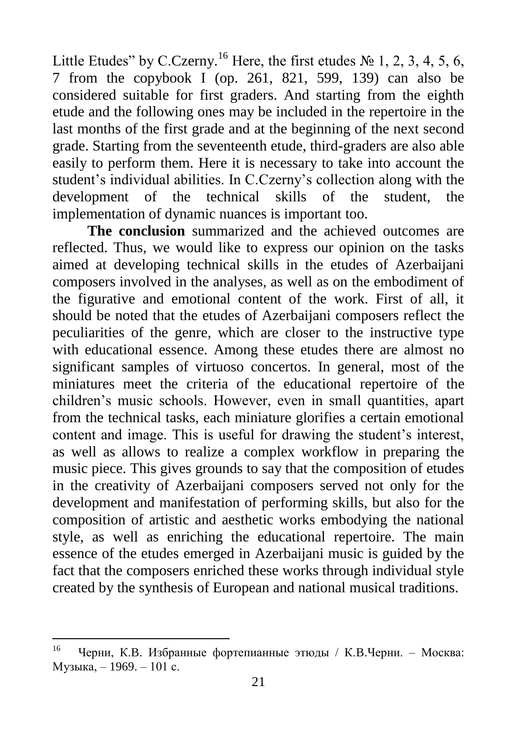Little Etudes" by C.Czerny.[16] Here, the first etudes № 1, 2, 3, 4, 5, 6, 7 from the copybook I (op. 261, 821, 599, 139) can also be considered suitable for first graders. And starting from the eighth etude and the following ones may be included in the repertoire in the last months of the first grade and at the beginning of the next second grade. Starting from the seventeenth etude, third-graders are also able easily to perform them. Here it is necessary to take into account the student's individual abilities. In C.Czerny's collection along with the development of the technical skills of the student, the implementation of dynamic nuances is important too.

**The conclusion** summarized and the achieved outcomes are reflected. Thus, we would like to express our opinion on the tasks aimed at developing technical skills in the etudes of Azerbaijani composers involved in the analyses, as well as on the embodiment of the figurative and emotional content of the work. First of all, it should be noted that the etudes of Azerbaijani composers reflect the peculiarities of the genre, which are closer to the instructive type with educational essence. Among these etudes there are almost no significant samples of virtuoso concertos. In general, most of the miniatures meet the criteria of the educational repertoire of the children's music schools. However, even in small quantities, apart from the technical tasks, each miniature glorifies a certain emotional content and image. This is useful for drawing the student's interest, as well as allows to realize a complex workflow in preparing the music piece. This gives grounds to say that the composition of etudes in the creativity of Azerbaijani composers served not only for the development and manifestation of performing skills, but also for the composition of artistic and aesthetic works embodying the national style, as well as enriching the educational repertoire. The main essence of the etudes emerged in Azerbaijani music is guided by the fact that the composers enriched these works through individual style created by the synthesis of European and national musical traditions.

---

[16] Черни, К.В. Избранные фортепианные этюды / К.В.Черни. – Москва: Музыка, – 1969. – 101 с.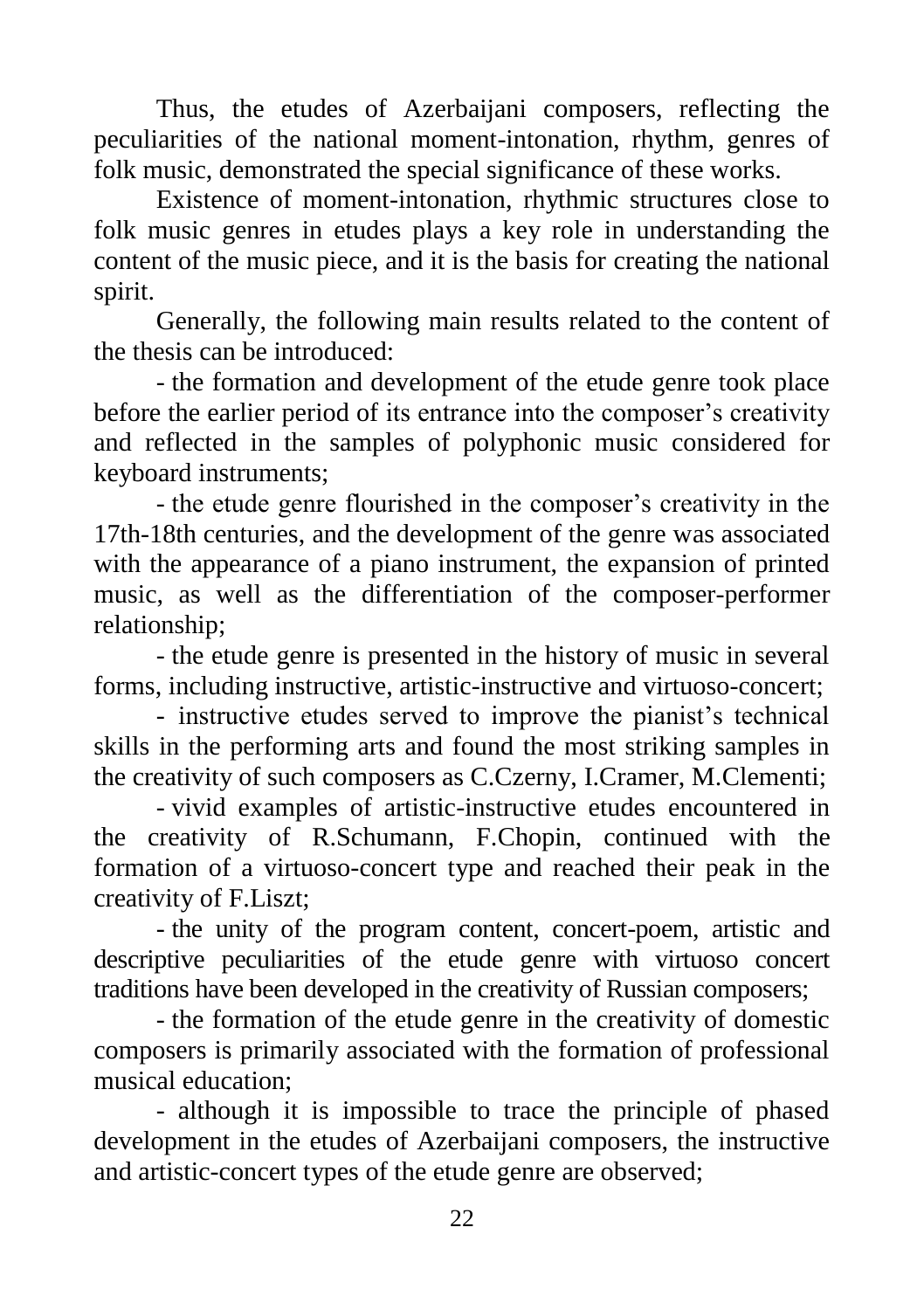Thus, the etudes of Azerbaijani composers, reflecting the peculiarities of the national moment-intonation, rhythm, genres of folk music, demonstrated the special significance of these works.

Existence of moment-intonation, rhythmic structures close to folk music genres in etudes plays a key role in understanding the content of the music piece, and it is the basis for creating the national spirit.

Generally, the following main results related to the content of the thesis can be introduced:

- the formation and development of the etude genre took place before the earlier period of its entrance into the composer's creativity and reflected in the samples of polyphonic music considered for keyboard instruments;
- the etude genre flourished in the composer's creativity in the 17th-18th centuries, and the development of the genre was associated with the appearance of a piano instrument, the expansion of printed music, as well as the differentiation of the composer-performer relationship;
- the etude genre is presented in the history of music in several forms, including instructive, artistic-instructive and virtuoso-concert;
- instructive etudes served to improve the pianist's technical skills in the performing arts and found the most striking samples in the creativity of such composers as C.Czerny, I.Cramer, M.Clementi;
- vivid examples of artistic-instructive etudes encountered in the creativity of R.Schumann, F.Chopin, continued with the formation of a virtuoso-concert type and reached their peak in the creativity of F.Liszt;
- the unity of the program content, concert-poem, artistic and descriptive peculiarities of the etude genre with virtuoso concert traditions have been developed in the creativity of Russian composers;
- the formation of the etude genre in the creativity of domestic composers is primarily associated with the formation of professional musical education;
- although it is impossible to trace the principle of phased development in the etudes of Azerbaijani composers, the instructive and artistic-concert types of the etude genre are observed;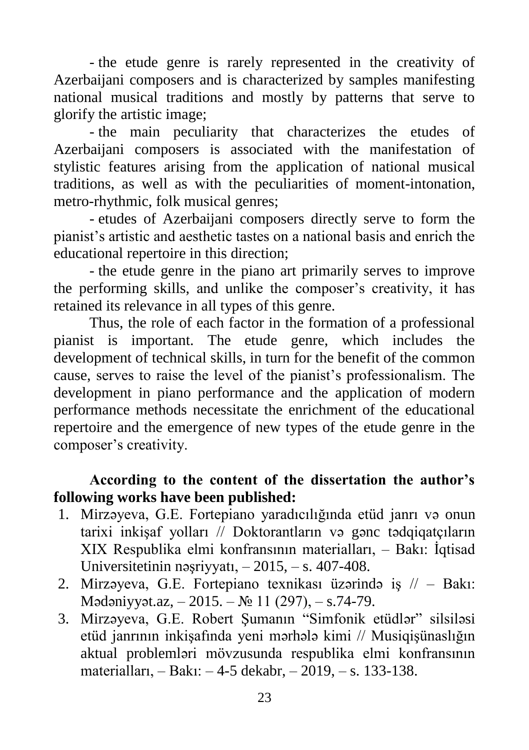- the etude genre is rarely represented in the creativity of Azerbaijani composers and is characterized by samples manifesting national musical traditions and mostly by patterns that serve to glorify the artistic image;

- the main peculiarity that characterizes the etudes of Azerbaijani composers is associated with the manifestation of stylistic features arising from the application of national musical traditions, as well as with the peculiarities of moment-intonation, metro-rhythmic, folk musical genres;

- etudes of Azerbaijani composers directly serve to form the pianist's artistic and aesthetic tastes on a national basis and enrich the educational repertoire in this direction;

- the etude genre in the piano art primarily serves to improve the performing skills, and unlike the composer's creativity, it has retained its relevance in all types of this genre.

Thus, the role of each factor in the formation of a professional pianist is important. The etude genre, which includes the development of technical skills, in turn for the benefit of the common cause, serves to raise the level of the pianist's professionalism. The development in piano performance and the application of modern performance methods necessitate the enrichment of the educational repertoire and the emergence of new types of the etude genre in the composer's creativity.

**According to the content of the dissertation the author's following works have been published:**

1. Mirzəyeva, G.E. Fortepiano yaradıcılığında etüd janrı və onun tarixi inkişaf yolları // Doktorantların və gənc tədqiqatçıların XIX Respublika elmi konfransının materialları, – Bakı: İqtisad Universitetinin nəşriyyatı, – 2015, – s. 407-408.
2. Mirzəyeva, G.E. Fortepiano texnikası üzərində iş // – Bakı: Mədəniyyət.az, – 2015. – № 11 (297), – s.74-79.
3. Mirzəyeva, G.E. Robert Şumanın "Simfonik etüdlər" silsiləsi etüd janrının inkişafında yeni mərhələ kimi // Musiqişünaslığın aktual problemləri mövzusunda respublika elmi konfransının materialları, – Bakı: – 4-5 dekabr, – 2019, – s. 133-138.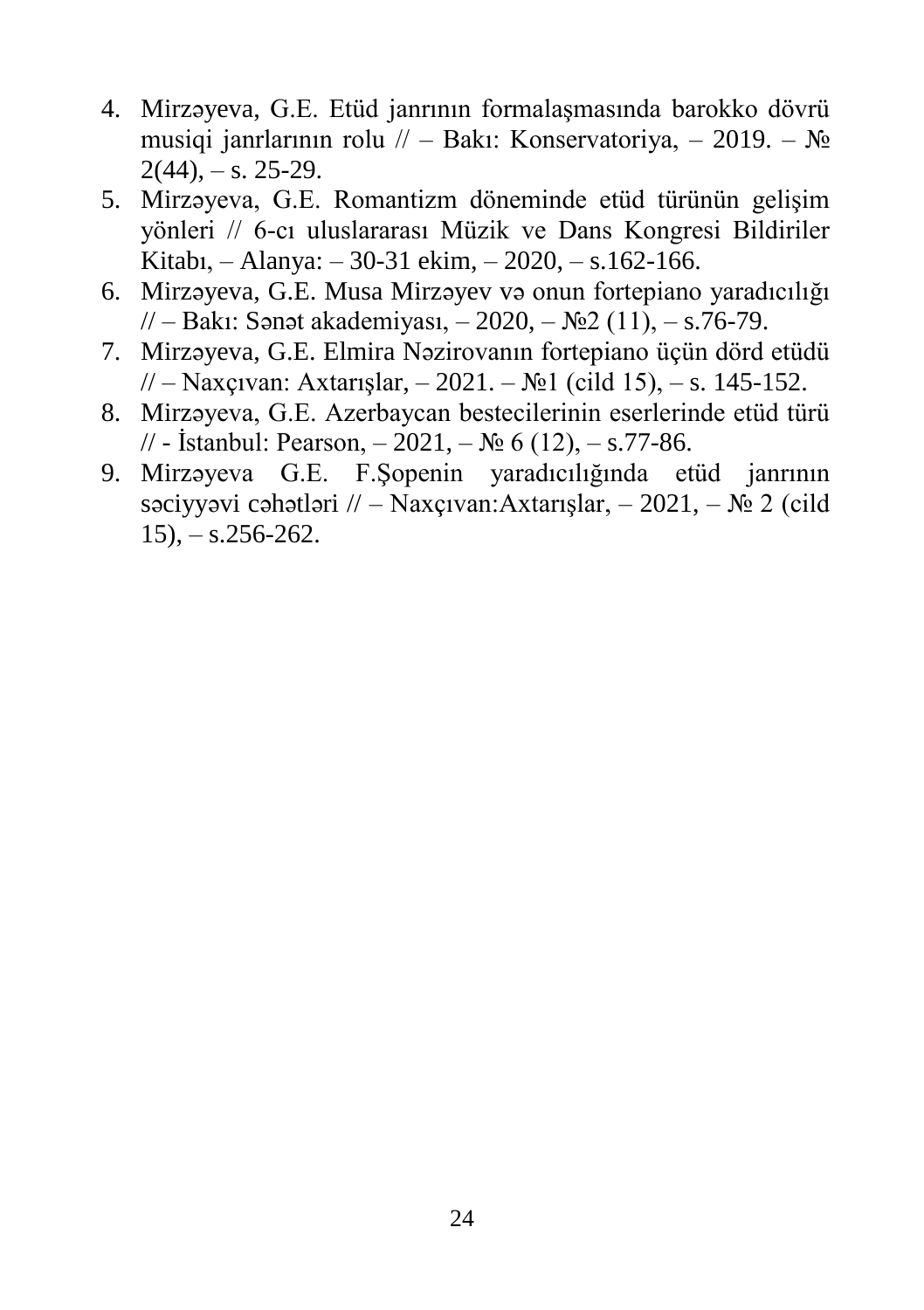4. Mirzəyeva, G.E. Etüd janrının formalaşmasında barokko dövrü musiqi janrlarının rolu // – Bakı: Konservatoriya, – 2019. – № 2(44), – s. 25-29.
5. Mirzəyeva, G.E. Romantizm döneminde etüd türünün gelişim yönleri // 6-cı uluslararası Müzik ve Dans Kongresi Bildiriler Kitabı, – Alanya: – 30-31 ekim, – 2020, – s.162-166.
6. Mirzəyeva, G.E. Musa Mirzəyev və onun fortepiano yaradıcılığı // – Bakı: Sənət akademiyası, – 2020, – №2 (11), – s.76-79.
7. Mirzəyeva, G.E. Elmira Nəzirovanın fortepiano üçün dörd etüdü // – Naxçıvan: Axtarışlar, – 2021. – №1 (cild 15), – s. 145-152.
8. Mirzəyeva, G.E. Azerbaycan bestecilerinin eserlerinde etüd türü // - İstanbul: Pearson, – 2021, – № 6 (12), – s.77-86.
9. Mirzəyeva G.E. F.Şopenin yaradıcılığında etüd janrının səciyyəvi cəhətləri // – Naxçıvan:Axtarışlar, – 2021, – № 2 (cild 15), – s.256-262.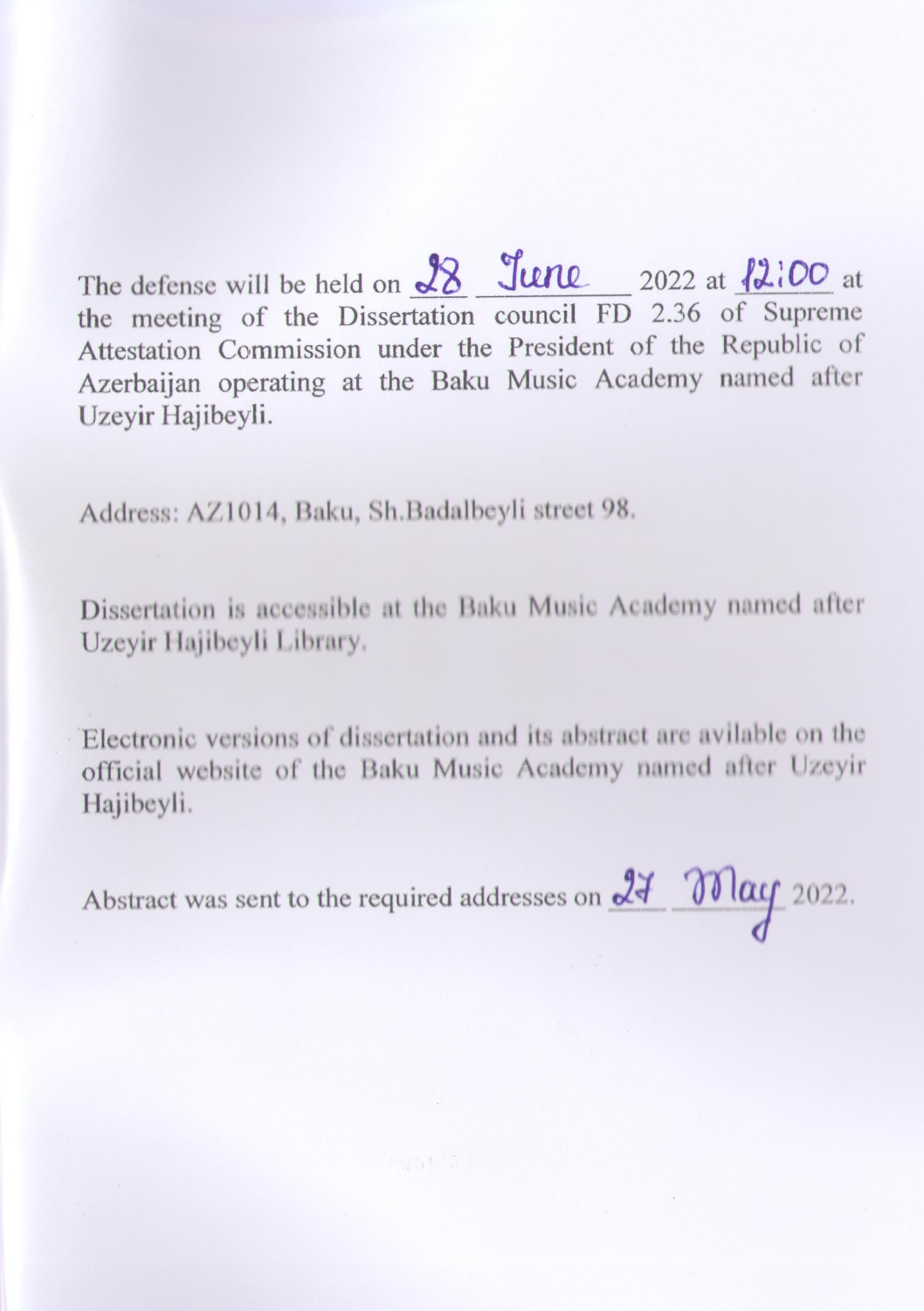The defense will be held on 28 June 2022 at 12:00 at the meeting of the Dissertation council FD 2.36 of Supreme Attestation Commission under the President of the Republic of Azerbaijan operating at the Baku Music Academy named after Uzeyir Hajibeyli.

Address: AZ1014, Baku, Sh.Badalbeyli street 98.

Dissertation is accessible at the Baku Music Academy named after Uzeyir Hajibeyli Library.

Electronic versions of dissertation and its abstract are avilable on the official website of the Baku Music Academy named after Uzeyir Hajibeyli.

Abstract was sent to the required addresses on 27 May 2022.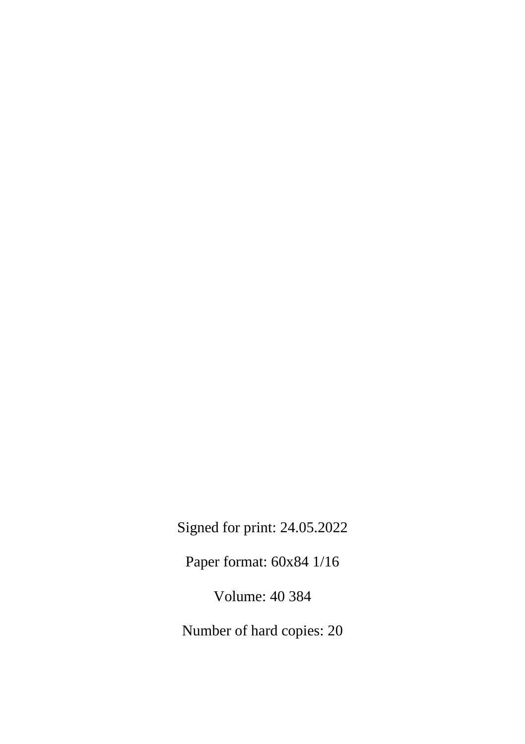Signed for print: 24.05.2022

Paper format: 60x84 1/16

Volume: 40 384

Number of hard copies: 20